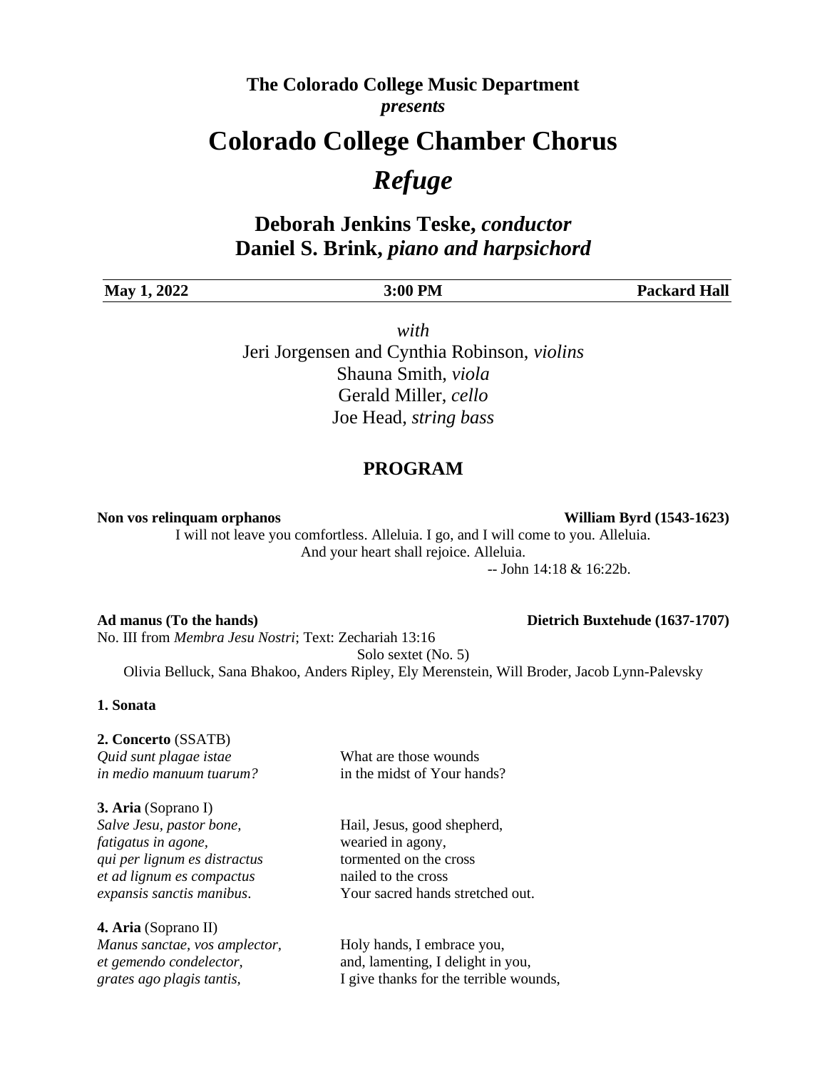**The Colorado College Music Department**
***presents***

# Colorado College Chamber Chorus

# *Refuge*

## Deborah Jenkins Teske, *conductor*
## Daniel S. Brink, *piano and harpsichord*

| **May 1, 2022** | **3:00 PM** | **Packard Hall** |
|---|---|---|

*with*
Jeri Jorgensen and Cynthia Robinson, *violins*
Shauna Smith, *viola*
Gerald Miller, *cello*
Joe Head, *string bass*

## PROGRAM

**Non vos relinquam orphanos** **William Byrd (1543-1623)**

I will not leave you comfortless. Alleluia. I go, and I will come to you. Alleluia.
And your heart shall rejoice. Alleluia.
-- John 14:18 & 16:22b.

**Ad manus (To the hands)** **Dietrich Buxtehude (1637-1707)**

No. III from *Membra Jesu Nostri*; Text: Zechariah 13:16

Solo sextet (No. 5)
Olivia Belluck, Sana Bhakoo, Anders Ripley, Ely Merenstein, Will Broder, Jacob Lynn-Palevsky

**1. Sonata**

**2. Concerto** (SSATB)

| | |
|---|---|
| *Quid sunt plagae istae* | What are those wounds |
| *in medio manuum tuarum?* | in the midst of Your hands? |

**3. Aria** (Soprano I)

| | |
|---|---|
| *Salve Jesu, pastor bone,* | Hail, Jesus, good shepherd, |
| *fatigatus in agone,* | wearied in agony, |
| *qui per lignum es distractus* | tormented on the cross |
| *et ad lignum es compactus* | nailed to the cross |
| *expansis sanctis manibus*. | Your sacred hands stretched out. |

**4. Aria** (Soprano II)

| | |
|---|---|
| *Manus sanctae, vos amplector,* | Holy hands, I embrace you, |
| *et gemendo condelector,* | and, lamenting, I delight in you, |
| *grates ago plagis tantis,* | I give thanks for the terrible wounds, |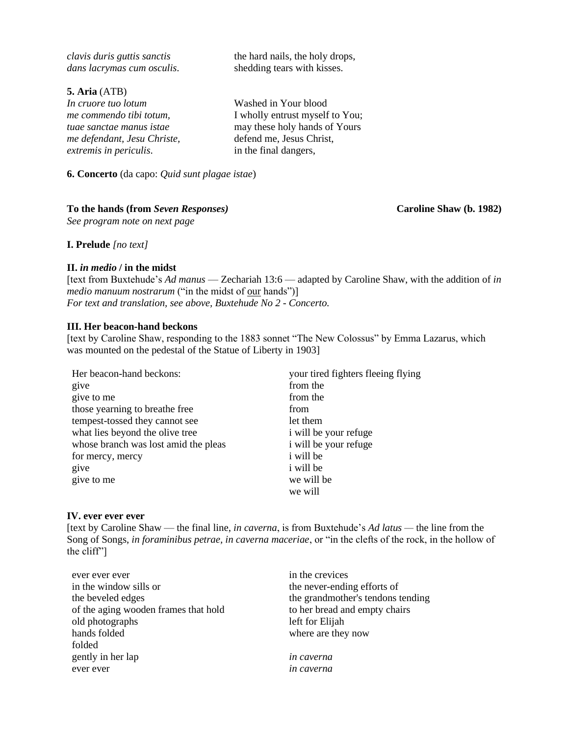| | |
|---|---|
| *clavis duris guttis sanctis* | the hard nails, the holy drops, |
| *dans lacrymas cum osculis.* | shedding tears with kisses. |

**5. Aria** (ATB)

| | |
|---|---|
| *In cruore tuo lotum* | Washed in Your blood |
| *me commendo tibi totum,* | I wholly entrust myself to You; |
| *tuae sanctae manus istae* | may these holy hands of Yours |
| *me defendant, Jesu Christe,* | defend me, Jesus Christ, |
| *extremis in periculis.* | in the final dangers, |

**6. Concerto** (da capo: *Quid sunt plagae istae*)

**To the hands (from *Seven Responses)*** **Caroline Shaw (b. 1982)**

*See program note on next page*

**I. Prelude** *[no text]*

**II. *in medio* / in the midst**

[text from Buxtehude's *Ad manus* — Zechariah 13:6 — adapted by Caroline Shaw, with the addition of *in medio manuum nostrarum* ("in the midst of our hands")]

*For text and translation, see above, Buxtehude No 2 - Concerto.*

**III. Her beacon-hand beckons**

[text by Caroline Shaw, responding to the 1883 sonnet "The New Colossus" by Emma Lazarus, which was mounted on the pedestal of the Statue of Liberty in 1903]

Her beacon-hand beckons:
give
give to me
those yearning to breathe free
tempest-tossed they cannot see
what lies beyond the olive tree
whose branch was lost amid the pleas
for mercy, mercy
give
give to me

your tired fighters fleeing flying
from the
from the
from
let them
i will be your refuge
i will be your refuge
i will be
i will be
we will be
we will

**IV. ever ever ever**

[text by Caroline Shaw — the final line, *in caverna*, is from Buxtehude's *Ad latus* — the line from the Song of Songs, *in foraminibus petrae, in caverna maceriae*, or "in the clefts of the rock, in the hollow of the cliff"]

ever ever ever
in the window sills or
the beveled edges
of the aging wooden frames that hold
old photographs
hands folded
folded
gently in her lap
ever ever

in the crevices
the never-ending efforts of
the grandmother's tendons tending
to her bread and empty chairs
left for Elijah
where are they now

*in caverna*
*in caverna*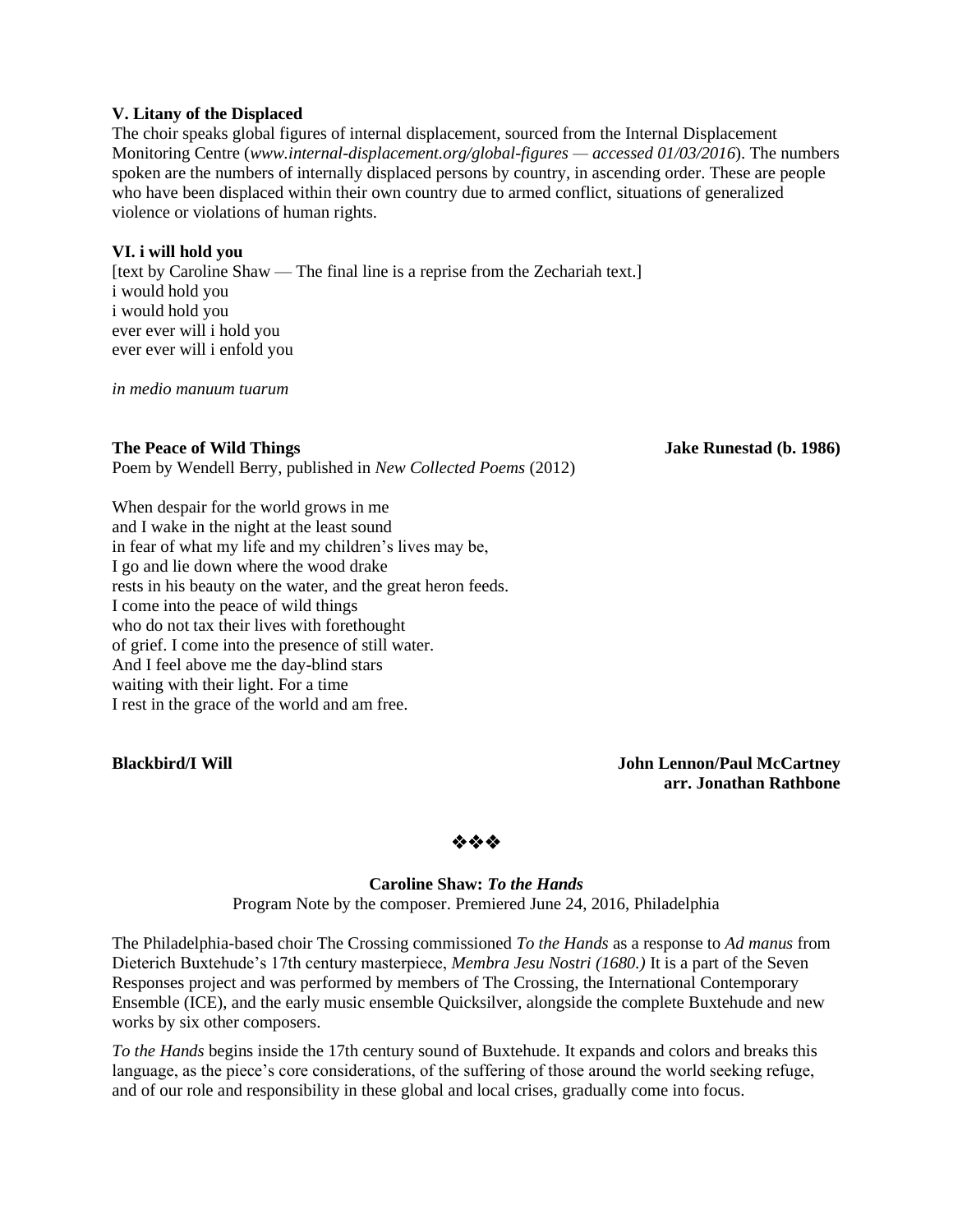**V. Litany of the Displaced**
The choir speaks global figures of internal displacement, sourced from the Internal Displacement Monitoring Centre (*www.internal-displacement.org/global-figures — accessed 01/03/2016*). The numbers spoken are the numbers of internally displaced persons by country, in ascending order. These are people who have been displaced within their own country due to armed conflict, situations of generalized violence or violations of human rights.

**VI. i will hold you**
[text by Caroline Shaw — The final line is a reprise from the Zechariah text.]
i would hold you
i would hold you
ever ever will i hold you
ever ever will i enfold you

*in medio manuum tuarum*

**The Peace of Wild Things** **Jake Runestad (b. 1986)**
Poem by Wendell Berry, published in *New Collected Poems* (2012)

When despair for the world grows in me
and I wake in the night at the least sound
in fear of what my life and my children's lives may be,
I go and lie down where the wood drake
rests in his beauty on the water, and the great heron feeds.
I come into the peace of wild things
who do not tax their lives with forethought
of grief. I come into the presence of still water.
And I feel above me the day-blind stars
waiting with their light. For a time
I rest in the grace of the world and am free.

**Blackbird/I Will** **John Lennon/Paul McCartney**
**arr. Jonathan Rathbone**

❖❖❖

**Caroline Shaw: *To the Hands***
Program Note by the composer. Premiered June 24, 2016, Philadelphia

The Philadelphia-based choir The Crossing commissioned *To the Hands* as a response to *Ad manus* from Dieterich Buxtehude's 17th century masterpiece, *Membra Jesu Nostri (1680.)* It is a part of the Seven Responses project and was performed by members of The Crossing, the International Contemporary Ensemble (ICE), and the early music ensemble Quicksilver, alongside the complete Buxtehude and new works by six other composers.

*To the Hands* begins inside the 17th century sound of Buxtehude. It expands and colors and breaks this language, as the piece's core considerations, of the suffering of those around the world seeking refuge, and of our role and responsibility in these global and local crises, gradually come into focus.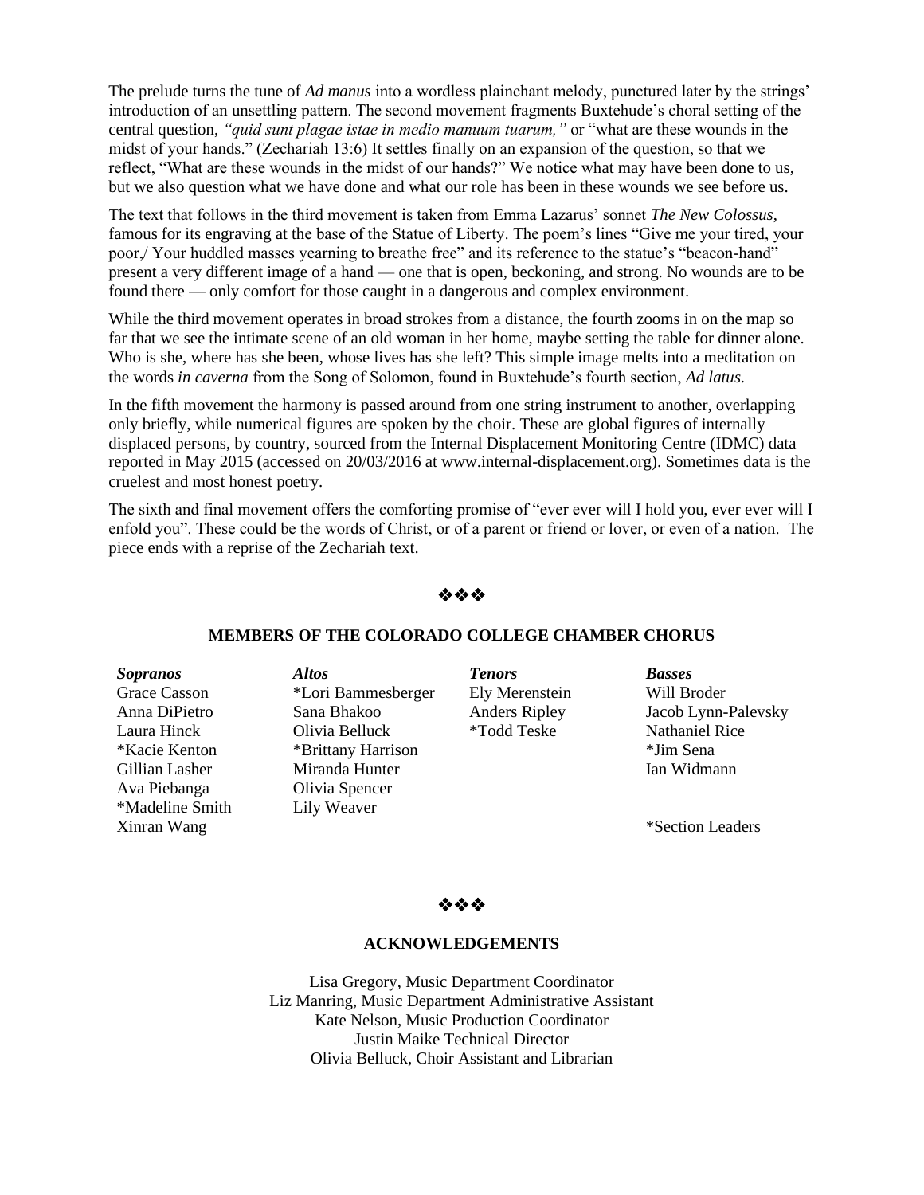The prelude turns the tune of *Ad manus* into a wordless plainchant melody, punctured later by the strings' introduction of an unsettling pattern. The second movement fragments Buxtehude's choral setting of the central question, *"quid sunt plagae istae in medio manuum tuarum,"* or "what are these wounds in the midst of your hands." (Zechariah 13:6) It settles finally on an expansion of the question, so that we reflect, "What are these wounds in the midst of our hands?" We notice what may have been done to us, but we also question what we have done and what our role has been in these wounds we see before us.

The text that follows in the third movement is taken from Emma Lazarus' sonnet *The New Colossus*, famous for its engraving at the base of the Statue of Liberty. The poem's lines "Give me your tired, your poor,/ Your huddled masses yearning to breathe free" and its reference to the statue's "beacon-hand" present a very different image of a hand — one that is open, beckoning, and strong. No wounds are to be found there — only comfort for those caught in a dangerous and complex environment.

While the third movement operates in broad strokes from a distance, the fourth zooms in on the map so far that we see the intimate scene of an old woman in her home, maybe setting the table for dinner alone. Who is she, where has she been, whose lives has she left? This simple image melts into a meditation on the words *in caverna* from the Song of Solomon, found in Buxtehude's fourth section, *Ad latus.*

In the fifth movement the harmony is passed around from one string instrument to another, overlapping only briefly, while numerical figures are spoken by the choir. These are global figures of internally displaced persons, by country, sourced from the Internal Displacement Monitoring Centre (IDMC) data reported in May 2015 (accessed on 20/03/2016 at www.internal-displacement.org). Sometimes data is the cruelest and most honest poetry.

The sixth and final movement offers the comforting promise of "ever ever will I hold you, ever ever will I enfold you". These could be the words of Christ, or of a parent or friend or lover, or even of a nation. The piece ends with a reprise of the Zechariah text.

❖❖❖

## MEMBERS OF THE COLORADO COLLEGE CHAMBER CHORUS

***Sopranos***
Grace Casson
Anna DiPietro
Laura Hinck
*Kacie Kenton
Gillian Lasher
Ava Piebanga
*Madeline Smith
Xinran Wang

***Altos***
*Lori Bammesberger
Sana Bhakoo
Olivia Belluck
*Brittany Harrison
Miranda Hunter
Olivia Spencer
Lily Weaver

***Tenors***
Ely Merenstein
Anders Ripley
*Todd Teske

***Basses***
Will Broder
Jacob Lynn-Palevsky
Nathaniel Rice
*Jim Sena
Ian Widmann

*Section Leaders

❖❖❖

## ACKNOWLEDGEMENTS

Lisa Gregory, Music Department Coordinator
Liz Manring, Music Department Administrative Assistant
Kate Nelson, Music Production Coordinator
Justin Maike Technical Director
Olivia Belluck, Choir Assistant and Librarian